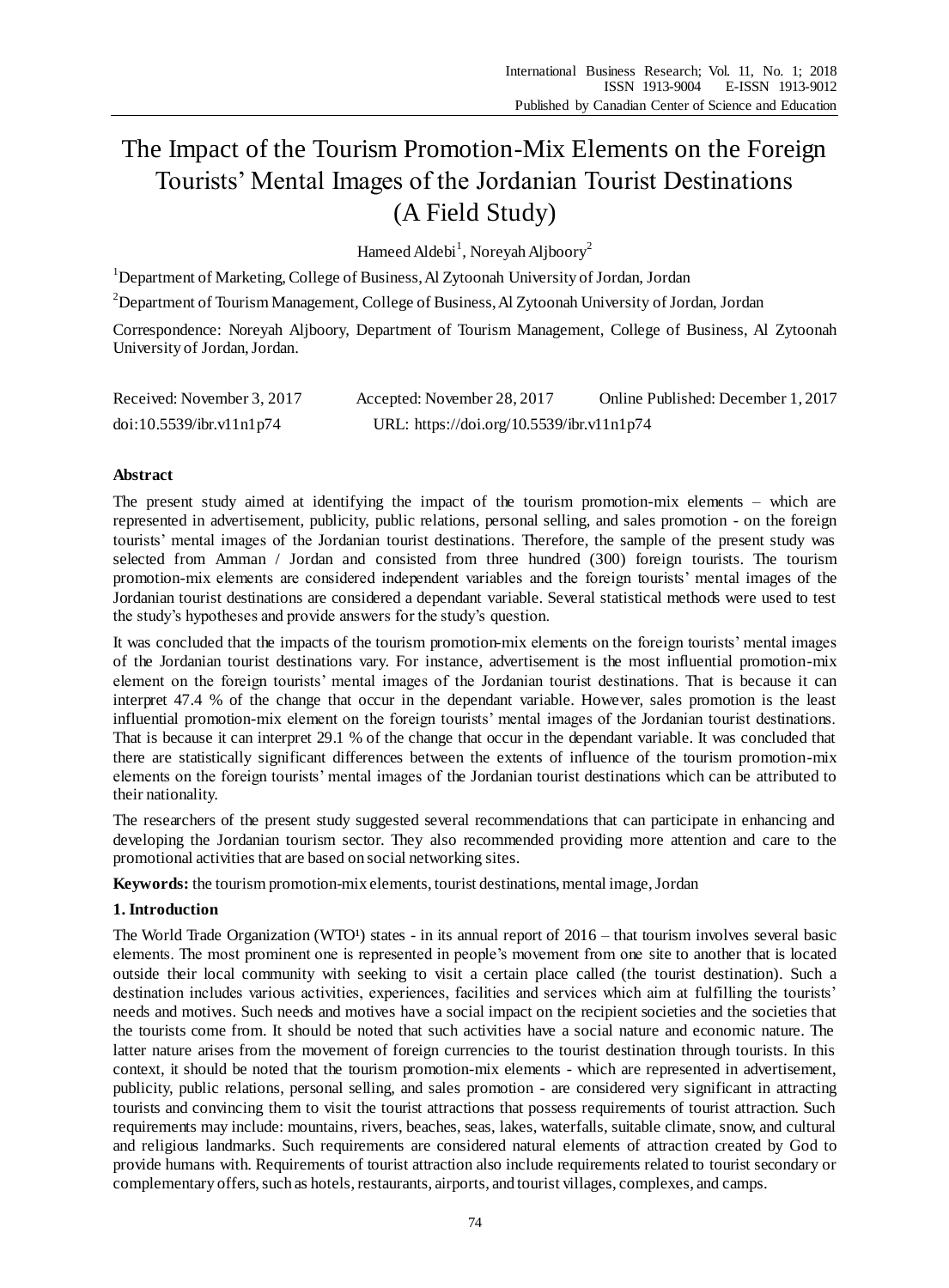# The Impact of the Tourism Promotion-Mix Elements on the Foreign Tourists' Mental Images of the Jordanian Tourist Destinations (A Field Study)

Hameed Aldebi[1], Noreyah Aljboory[2]

[1]Department of Marketing, College of Business, Al Zytoonah University of Jordan, Jordan

[2]Department of Tourism Management, College of Business, Al Zytoonah University of Jordan, Jordan

Correspondence: Noreyah Aljboory, Department of Tourism Management, College of Business, Al Zytoonah University of Jordan, Jordan.

Received: November 3, 2017 Accepted: November 28, 2017 Online Published: December 1, 2017

doi:10.5539/ibr.v11n1p74 URL: https://doi.org/10.5539/ibr.v11n1p74

## Abstract

The present study aimed at identifying the impact of the tourism promotion-mix elements – which are represented in advertisement, publicity, public relations, personal selling, and sales promotion - on the foreign tourists' mental images of the Jordanian tourist destinations. Therefore, the sample of the present study was selected from Amman / Jordan and consisted from three hundred (300) foreign tourists. The tourism promotion-mix elements are considered independent variables and the foreign tourists' mental images of the Jordanian tourist destinations are considered a dependant variable. Several statistical methods were used to test the study's hypotheses and provide answers for the study's question.

It was concluded that the impacts of the tourism promotion-mix elements on the foreign tourists' mental images of the Jordanian tourist destinations vary. For instance, advertisement is the most influential promotion-mix element on the foreign tourists' mental images of the Jordanian tourist destinations. That is because it can interpret 47.4 % of the change that occur in the dependant variable. However, sales promotion is the least influential promotion-mix element on the foreign tourists' mental images of the Jordanian tourist destinations. That is because it can interpret 29.1 % of the change that occur in the dependant variable. It was concluded that there are statistically significant differences between the extents of influence of the tourism promotion-mix elements on the foreign tourists' mental images of the Jordanian tourist destinations which can be attributed to their nationality.

The researchers of the present study suggested several recommendations that can participate in enhancing and developing the Jordanian tourism sector. They also recommended providing more attention and care to the promotional activities that are based on social networking sites.

**Keywords:** the tourism promotion-mix elements, tourist destinations, mental image, Jordan

## 1. Introduction

The World Trade Organization (WTO[1]) states - in its annual report of 2016 – that tourism involves several basic elements. The most prominent one is represented in people's movement from one site to another that is located outside their local community with seeking to visit a certain place called (the tourist destination). Such a destination includes various activities, experiences, facilities and services which aim at fulfilling the tourists' needs and motives. Such needs and motives have a social impact on the recipient societies and the societies that the tourists come from. It should be noted that such activities have a social nature and economic nature. The latter nature arises from the movement of foreign currencies to the tourist destination through tourists. In this context, it should be noted that the tourism promotion-mix elements - which are represented in advertisement, publicity, public relations, personal selling, and sales promotion - are considered very significant in attracting tourists and convincing them to visit the tourist attractions that possess requirements of tourist attraction. Such requirements may include: mountains, rivers, beaches, seas, lakes, waterfalls, suitable climate, snow, and cultural and religious landmarks. Such requirements are considered natural elements of attraction created by God to provide humans with. Requirements of tourist attraction also include requirements related to tourist secondary or complementary offers, such as hotels, restaurants, airports, and tourist villages, complexes, and camps.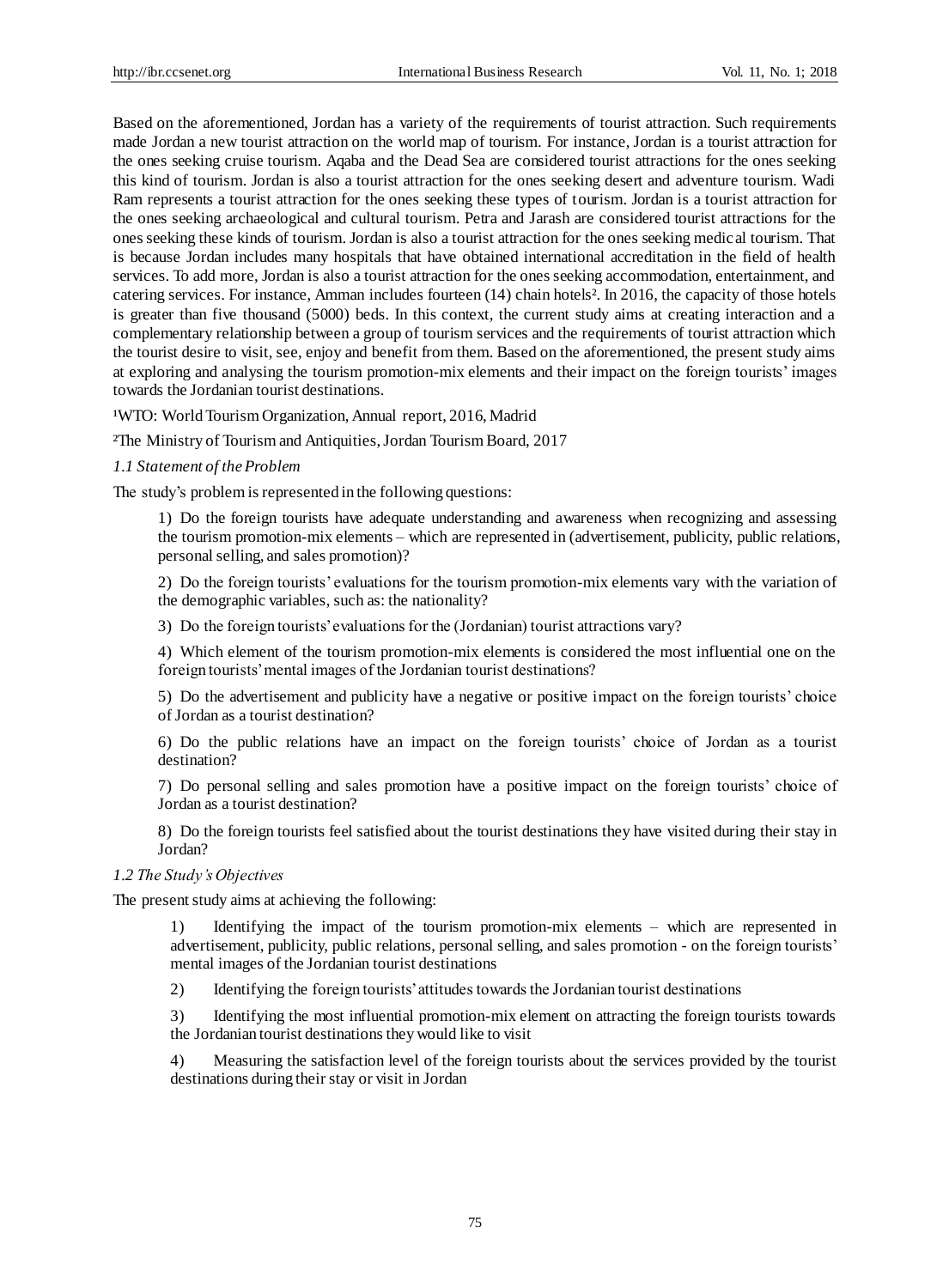Based on the aforementioned, Jordan has a variety of the requirements of tourist attraction. Such requirements made Jordan a new tourist attraction on the world map of tourism. For instance, Jordan is a tourist attraction for the ones seeking cruise tourism. Aqaba and the Dead Sea are considered tourist attractions for the ones seeking this kind of tourism. Jordan is also a tourist attraction for the ones seeking desert and adventure tourism. Wadi Ram represents a tourist attraction for the ones seeking these types of tourism. Jordan is a tourist attraction for the ones seeking archaeological and cultural tourism. Petra and Jarash are considered tourist attractions for the ones seeking these kinds of tourism. Jordan is also a tourist attraction for the ones seeking medical tourism. That is because Jordan includes many hospitals that have obtained international accreditation in the field of health services. To add more, Jordan is also a tourist attraction for the ones seeking accommodation, entertainment, and catering services. For instance, Amman includes fourteen (14) chain hotels[2]. In 2016, the capacity of those hotels is greater than five thousand (5000) beds. In this context, the current study aims at creating interaction and a complementary relationship between a group of tourism services and the requirements of tourist attraction which the tourist desire to visit, see, enjoy and benefit from them. Based on the aforementioned, the present study aims at exploring and analysing the tourism promotion-mix elements and their impact on the foreign tourists' images towards the Jordanian tourist destinations.

[1]WTO: World Tourism Organization, Annual report, 2016, Madrid

[2]The Ministry of Tourism and Antiquities, Jordan Tourism Board, 2017

*1.1 Statement of the Problem*

The study's problem is represented in the following questions:

1) Do the foreign tourists have adequate understanding and awareness when recognizing and assessing the tourism promotion-mix elements – which are represented in (advertisement, publicity, public relations, personal selling, and sales promotion)?

2) Do the foreign tourists' evaluations for the tourism promotion-mix elements vary with the variation of the demographic variables, such as: the nationality?

3) Do the foreign tourists' evaluations for the (Jordanian) tourist attractions vary?

4) Which element of the tourism promotion-mix elements is considered the most influential one on the foreign tourists' mental images of the Jordanian tourist destinations?

5) Do the advertisement and publicity have a negative or positive impact on the foreign tourists' choice of Jordan as a tourist destination?

6) Do the public relations have an impact on the foreign tourists' choice of Jordan as a tourist destination?

7) Do personal selling and sales promotion have a positive impact on the foreign tourists' choice of Jordan as a tourist destination?

8) Do the foreign tourists feel satisfied about the tourist destinations they have visited during their stay in Jordan?

*1.2 The Study's Objectives*

The present study aims at achieving the following:

1) Identifying the impact of the tourism promotion-mix elements – which are represented in advertisement, publicity, public relations, personal selling, and sales promotion - on the foreign tourists' mental images of the Jordanian tourist destinations

2) Identifying the foreign tourists' attitudes towards the Jordanian tourist destinations

3) Identifying the most influential promotion-mix element on attracting the foreign tourists towards the Jordanian tourist destinations they would like to visit

4) Measuring the satisfaction level of the foreign tourists about the services provided by the tourist destinations during their stay or visit in Jordan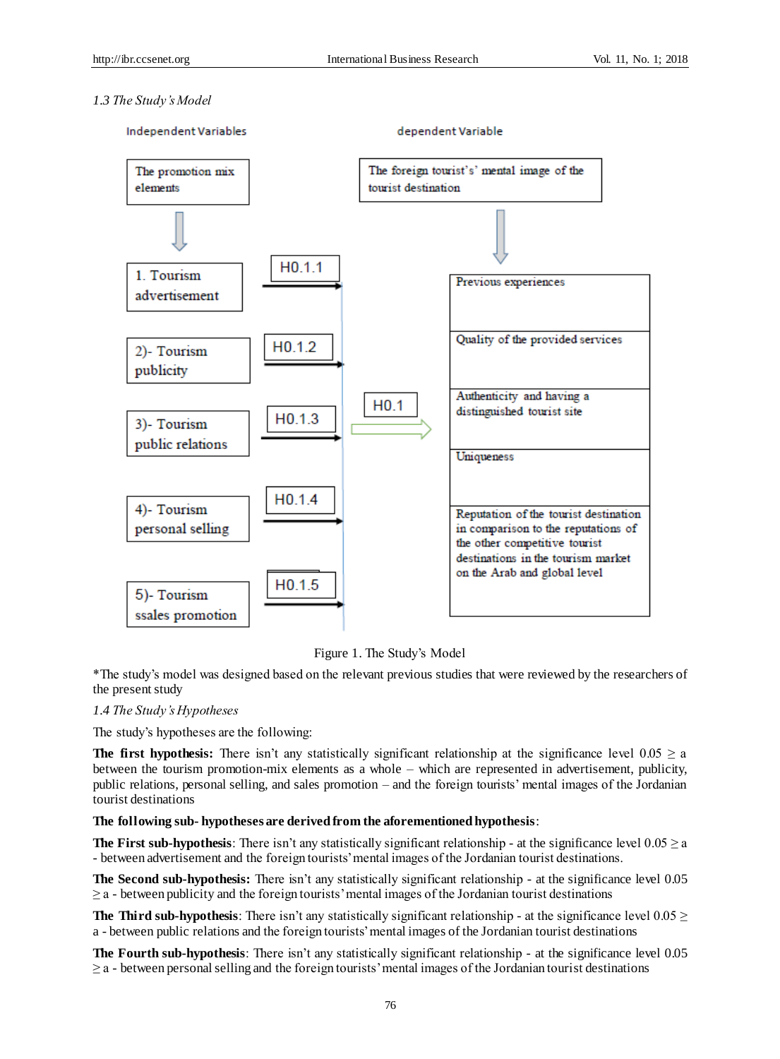*1.3 The Study's Model*

Independent Variables

- The promotion mix elements
  - 1. Tourism advertisement — H0.1.1
  - 2)- Tourism publicity — H0.1.2
  - 3)- Tourism public relations — H0.1.3
  - 4)- Tourism personal selling — H0.1.4
  - 5)- Tourism ssales promotion — H0.1.5

H0.1

dependent Variable

- The foreign tourist's' mental image of the tourist destination
  - Previous experiences
  - Quality of the provided services
  - Authenticity and having a distinguished tourist site
  - Uniqueness
  - Reputation of the tourist destination in comparison to the reputations of the other competitive tourist destinations in the tourism market on the Arab and global level

Figure 1. The Study's Model

*The study's model was designed based on the relevant previous studies that were reviewed by the researchers of the present study

*1.4 The Study's Hypotheses*

The study's hypotheses are the following:

**The first hypothesis:** There isn't any statistically significant relationship at the significance level 0.05 ≥ a between the tourism promotion-mix elements as a whole – which are represented in advertisement, publicity, public relations, personal selling, and sales promotion – and the foreign tourists' mental images of the Jordanian tourist destinations

**The following sub- hypotheses are derived from the aforementioned hypothesis**:

**The First sub-hypothesis**: There isn't any statistically significant relationship - at the significance level 0.05 ≥ a - between advertisement and the foreign tourists' mental images of the Jordanian tourist destinations.

**The Second sub-hypothesis:** There isn't any statistically significant relationship - at the significance level 0.05 ≥ a - between publicity and the foreign tourists' mental images of the Jordanian tourist destinations

**The Third sub-hypothesis**: There isn't any statistically significant relationship - at the significance level 0.05 ≥ a - between public relations and the foreign tourists' mental images of the Jordanian tourist destinations

**The Fourth sub-hypothesis**: There isn't any statistically significant relationship - at the significance level 0.05 ≥ a - between personal selling and the foreign tourists' mental images of the Jordanian tourist destinations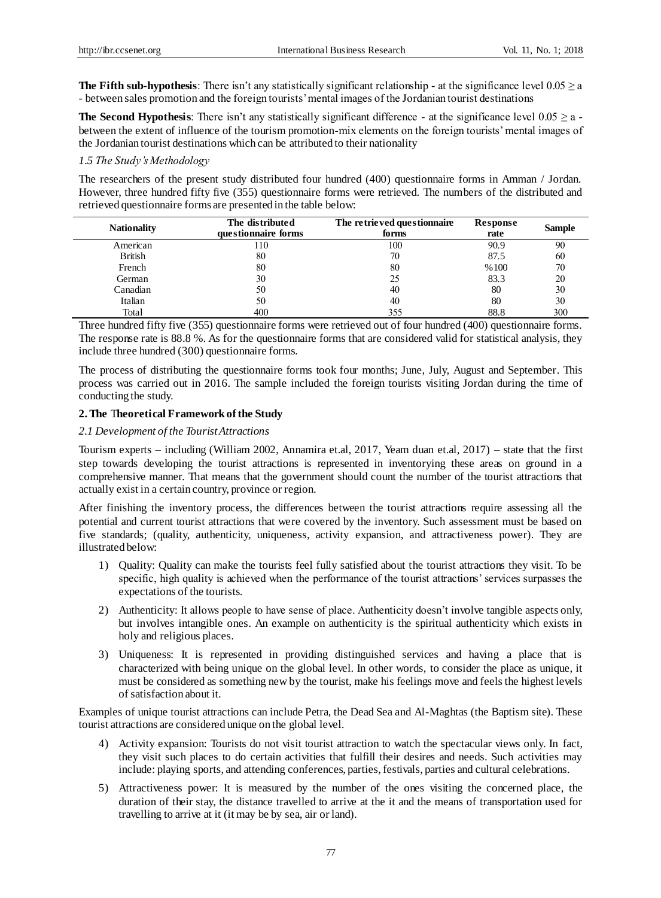**The Fifth sub-hypothesis**: There isn't any statistically significant relationship - at the significance level 0.05 ≥ a - between sales promotion and the foreign tourists' mental images of the Jordanian tourist destinations

**The Second Hypothesis**: There isn't any statistically significant difference - at the significance level 0.05 ≥ a - between the extent of influence of the tourism promotion-mix elements on the foreign tourists' mental images of the Jordanian tourist destinations which can be attributed to their nationality

*1.5 The Study's Methodology*

The researchers of the present study distributed four hundred (400) questionnaire forms in Amman / Jordan. However, three hundred fifty five (355) questionnaire forms were retrieved. The numbers of the distributed and retrieved questionnaire forms are presented in the table below:

| Nationality | The distributed questionnaire forms | The retrieved questionnaire forms | Response rate | Sample |
|---|---|---|---|---|
| American | 110 | 100 | 90.9 | 90 |
| British | 80 | 70 | 87.5 | 60 |
| French | 80 | 80 | %100 | 70 |
| German | 30 | 25 | 83.3 | 20 |
| Canadian | 50 | 40 | 80 | 30 |
| Italian | 50 | 40 | 80 | 30 |
| Total | 400 | 355 | 88.8 | 300 |

Three hundred fifty five (355) questionnaire forms were retrieved out of four hundred (400) questionnaire forms. The response rate is 88.8 %. As for the questionnaire forms that are considered valid for statistical analysis, they include three hundred (300) questionnaire forms.

The process of distributing the questionnaire forms took four months; June, July, August and September. This process was carried out in 2016. The sample included the foreign tourists visiting Jordan during the time of conducting the study.

## 2. The Theoretical Framework of the Study

*2.1 Development of the Tourist Attractions*

Tourism experts – including (William 2002, Annamira et.al, 2017, Yeam duan et.al, 2017) – state that the first step towards developing the tourist attractions is represented in inventorying these areas on ground in a comprehensive manner. That means that the government should count the number of the tourist attractions that actually exist in a certain country, province or region.

After finishing the inventory process, the differences between the tourist attractions require assessing all the potential and current tourist attractions that were covered by the inventory. Such assessment must be based on five standards; (quality, authenticity, uniqueness, activity expansion, and attractiveness power). They are illustrated below:

1) Quality: Quality can make the tourists feel fully satisfied about the tourist attractions they visit. To be specific, high quality is achieved when the performance of the tourist attractions' services surpasses the expectations of the tourists.

2) Authenticity: It allows people to have sense of place. Authenticity doesn't involve tangible aspects only, but involves intangible ones. An example on authenticity is the spiritual authenticity which exists in holy and religious places.

3) Uniqueness: It is represented in providing distinguished services and having a place that is characterized with being unique on the global level. In other words, to consider the place as unique, it must be considered as something new by the tourist, make his feelings move and feels the highest levels of satisfaction about it.

Examples of unique tourist attractions can include Petra, the Dead Sea and Al-Maghtas (the Baptism site). These tourist attractions are considered unique on the global level.

4) Activity expansion: Tourists do not visit tourist attraction to watch the spectacular views only. In fact, they visit such places to do certain activities that fulfill their desires and needs. Such activities may include: playing sports, and attending conferences, parties, festivals, parties and cultural celebrations.

5) Attractiveness power: It is measured by the number of the ones visiting the concerned place, the duration of their stay, the distance travelled to arrive at the it and the means of transportation used for travelling to arrive at it (it may be by sea, air or land).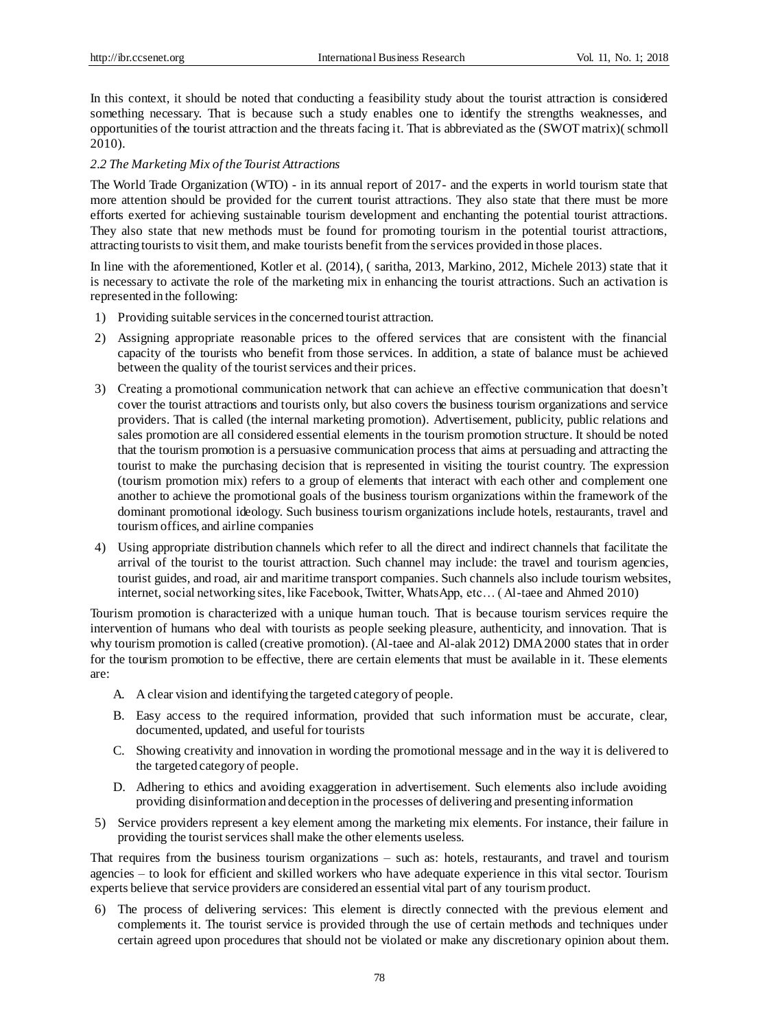In this context, it should be noted that conducting a feasibility study about the tourist attraction is considered something necessary. That is because such a study enables one to identify the strengths weaknesses, and opportunities of the tourist attraction and the threats facing it. That is abbreviated as the (SWOT matrix)( schmoll 2010).

### *2.2 The Marketing Mix of the Tourist Attractions*

The World Trade Organization (WTO) - in its annual report of 2017- and the experts in world tourism state that more attention should be provided for the current tourist attractions. They also state that there must be more efforts exerted for achieving sustainable tourism development and enchanting the potential tourist attractions. They also state that new methods must be found for promoting tourism in the potential tourist attractions, attracting tourists to visit them, and make tourists benefit from the services provided in those places.

In line with the aforementioned, Kotler et al. (2014), ( saritha, 2013, Markino, 2012, Michele 2013) state that it is necessary to activate the role of the marketing mix in enhancing the tourist attractions. Such an activation is represented in the following:

1) Providing suitable services in the concerned tourist attraction.
2) Assigning appropriate reasonable prices to the offered services that are consistent with the financial capacity of the tourists who benefit from those services. In addition, a state of balance must be achieved between the quality of the tourist services and their prices.
3) Creating a promotional communication network that can achieve an effective communication that doesn't cover the tourist attractions and tourists only, but also covers the business tourism organizations and service providers. That is called (the internal marketing promotion). Advertisement, publicity, public relations and sales promotion are all considered essential elements in the tourism promotion structure. It should be noted that the tourism promotion is a persuasive communication process that aims at persuading and attracting the tourist to make the purchasing decision that is represented in visiting the tourist country. The expression (tourism promotion mix) refers to a group of elements that interact with each other and complement one another to achieve the promotional goals of the business tourism organizations within the framework of the dominant promotional ideology. Such business tourism organizations include hotels, restaurants, travel and tourism offices, and airline companies
4) Using appropriate distribution channels which refer to all the direct and indirect channels that facilitate the arrival of the tourist to the tourist attraction. Such channel may include: the travel and tourism agencies, tourist guides, and road, air and maritime transport companies. Such channels also include tourism websites, internet, social networking sites, like Facebook, Twitter, WhatsApp, etc… ( Al-taee and Ahmed 2010)

Tourism promotion is characterized with a unique human touch. That is because tourism services require the intervention of humans who deal with tourists as people seeking pleasure, authenticity, and innovation. That is why tourism promotion is called (creative promotion). (Al-taee and Al-alak 2012) DMA 2000 states that in order for the tourism promotion to be effective, there are certain elements that must be available in it. These elements are:

A. A clear vision and identifying the targeted category of people.
B. Easy access to the required information, provided that such information must be accurate, clear, documented, updated, and useful for tourists
C. Showing creativity and innovation in wording the promotional message and in the way it is delivered to the targeted category of people.
D. Adhering to ethics and avoiding exaggeration in advertisement. Such elements also include avoiding providing disinformation and deception in the processes of delivering and presenting information

5) Service providers represent a key element among the marketing mix elements. For instance, their failure in providing the tourist services shall make the other elements useless.

That requires from the business tourism organizations – such as: hotels, restaurants, and travel and tourism agencies – to look for efficient and skilled workers who have adequate experience in this vital sector. Tourism experts believe that service providers are considered an essential vital part of any tourism product.

6) The process of delivering services: This element is directly connected with the previous element and complements it. The tourist service is provided through the use of certain methods and techniques under certain agreed upon procedures that should not be violated or make any discretionary opinion about them.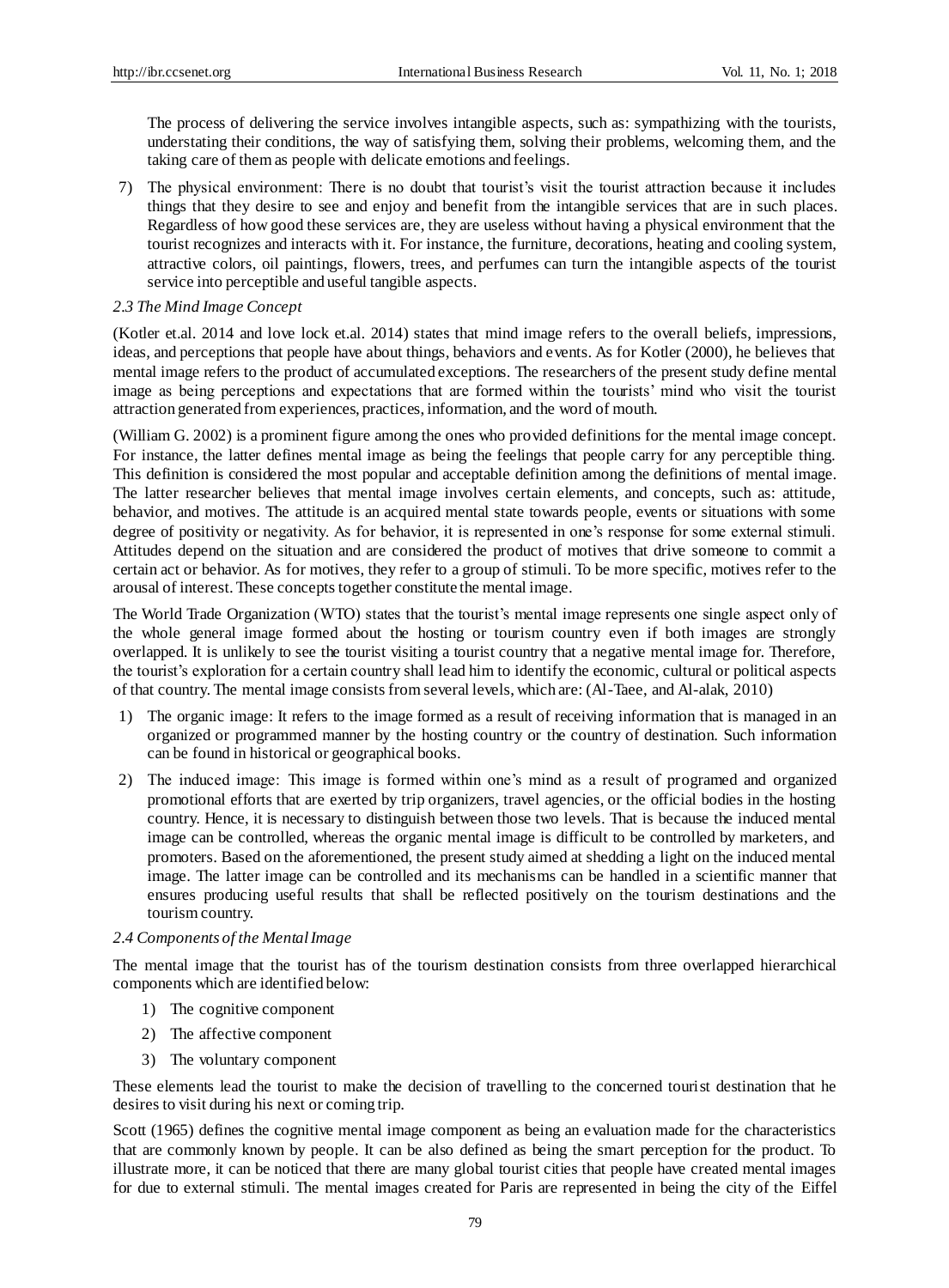The process of delivering the service involves intangible aspects, such as: sympathizing with the tourists, understating their conditions, the way of satisfying them, solving their problems, welcoming them, and the taking care of them as people with delicate emotions and feelings.

7) The physical environment: There is no doubt that tourist's visit the tourist attraction because it includes things that they desire to see and enjoy and benefit from the intangible services that are in such places. Regardless of how good these services are, they are useless without having a physical environment that the tourist recognizes and interacts with it. For instance, the furniture, decorations, heating and cooling system, attractive colors, oil paintings, flowers, trees, and perfumes can turn the intangible aspects of the tourist service into perceptible and useful tangible aspects.

### *2.3 The Mind Image Concept*

(Kotler et.al. 2014 and love lock et.al. 2014) states that mind image refers to the overall beliefs, impressions, ideas, and perceptions that people have about things, behaviors and events. As for Kotler (2000), he believes that mental image refers to the product of accumulated exceptions. The researchers of the present study define mental image as being perceptions and expectations that are formed within the tourists' mind who visit the tourist attraction generated from experiences, practices, information, and the word of mouth.

(William G. 2002) is a prominent figure among the ones who provided definitions for the mental image concept. For instance, the latter defines mental image as being the feelings that people carry for any perceptible thing. This definition is considered the most popular and acceptable definition among the definitions of mental image. The latter researcher believes that mental image involves certain elements, and concepts, such as: attitude, behavior, and motives. The attitude is an acquired mental state towards people, events or situations with some degree of positivity or negativity. As for behavior, it is represented in one's response for some external stimuli. Attitudes depend on the situation and are considered the product of motives that drive someone to commit a certain act or behavior. As for motives, they refer to a group of stimuli. To be more specific, motives refer to the arousal of interest. These concepts together constitute the mental image.

The World Trade Organization (WTO) states that the tourist's mental image represents one single aspect only of the whole general image formed about the hosting or tourism country even if both images are strongly overlapped. It is unlikely to see the tourist visiting a tourist country that a negative mental image for. Therefore, the tourist's exploration for a certain country shall lead him to identify the economic, cultural or political aspects of that country. The mental image consists from several levels, which are: (Al-Taee, and Al-alak, 2010)

1) The organic image: It refers to the image formed as a result of receiving information that is managed in an organized or programmed manner by the hosting country or the country of destination. Such information can be found in historical or geographical books.

2) The induced image: This image is formed within one's mind as a result of programed and organized promotional efforts that are exerted by trip organizers, travel agencies, or the official bodies in the hosting country. Hence, it is necessary to distinguish between those two levels. That is because the induced mental image can be controlled, whereas the organic mental image is difficult to be controlled by marketers, and promoters. Based on the aforementioned, the present study aimed at shedding a light on the induced mental image. The latter image can be controlled and its mechanisms can be handled in a scientific manner that ensures producing useful results that shall be reflected positively on the tourism destinations and the tourism country.

### *2.4 Components of the Mental Image*

The mental image that the tourist has of the tourism destination consists from three overlapped hierarchical components which are identified below:

1) The cognitive component
2) The affective component
3) The voluntary component

These elements lead the tourist to make the decision of travelling to the concerned tourist destination that he desires to visit during his next or coming trip.

Scott (1965) defines the cognitive mental image component as being an evaluation made for the characteristics that are commonly known by people. It can be also defined as being the smart perception for the product. To illustrate more, it can be noticed that there are many global tourist cities that people have created mental images for due to external stimuli. The mental images created for Paris are represented in being the city of the Eiffel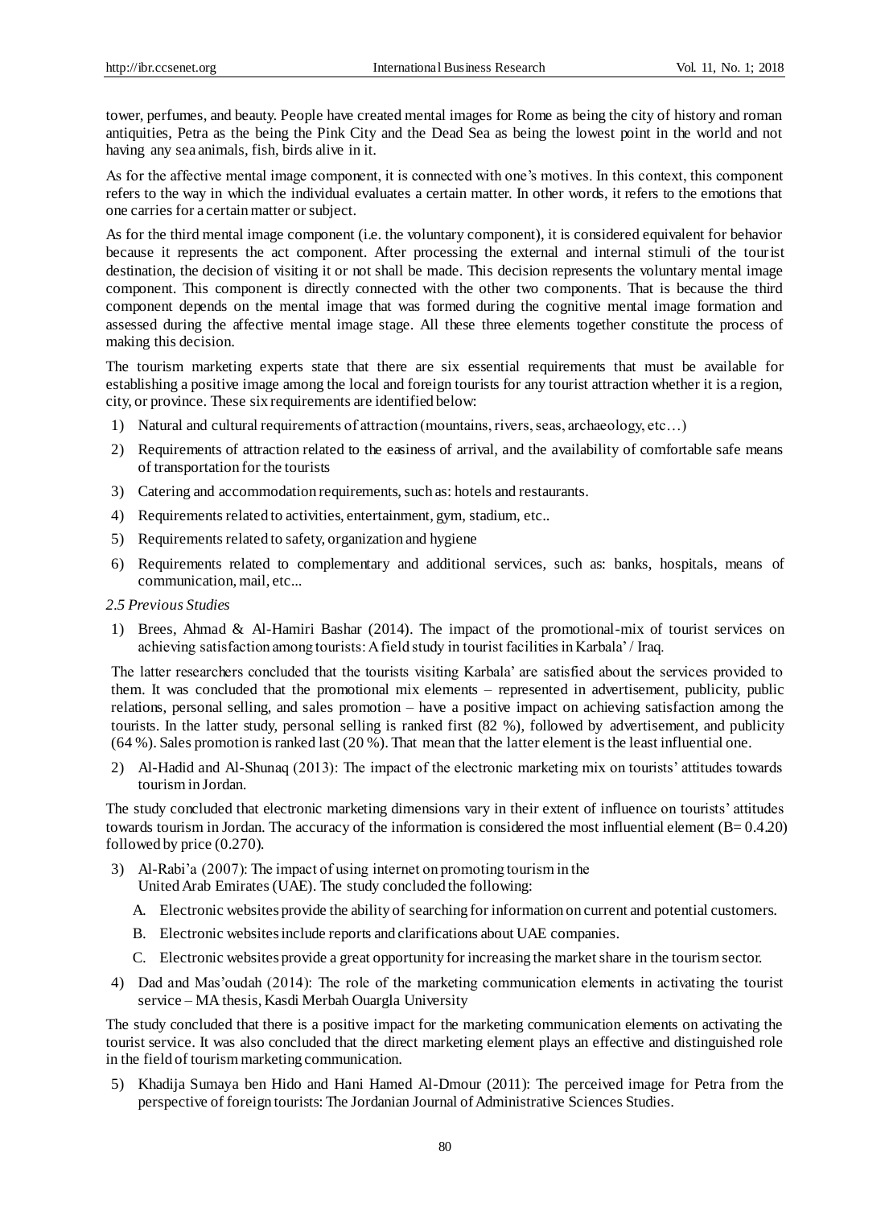tower, perfumes, and beauty. People have created mental images for Rome as being the city of history and roman antiquities, Petra as the being the Pink City and the Dead Sea as being the lowest point in the world and not having any sea animals, fish, birds alive in it.

As for the affective mental image component, it is connected with one's motives. In this context, this component refers to the way in which the individual evaluates a certain matter. In other words, it refers to the emotions that one carries for a certain matter or subject.

As for the third mental image component (i.e. the voluntary component), it is considered equivalent for behavior because it represents the act component. After processing the external and internal stimuli of the tourist destination, the decision of visiting it or not shall be made. This decision represents the voluntary mental image component. This component is directly connected with the other two components. That is because the third component depends on the mental image that was formed during the cognitive mental image formation and assessed during the affective mental image stage. All these three elements together constitute the process of making this decision.

The tourism marketing experts state that there are six essential requirements that must be available for establishing a positive image among the local and foreign tourists for any tourist attraction whether it is a region, city, or province. These six requirements are identified below:

1) Natural and cultural requirements of attraction (mountains, rivers, seas, archaeology, etc…)
2) Requirements of attraction related to the easiness of arrival, and the availability of comfortable safe means of transportation for the tourists
3) Catering and accommodation requirements, such as: hotels and restaurants.
4) Requirements related to activities, entertainment, gym, stadium, etc..
5) Requirements related to safety, organization and hygiene
6) Requirements related to complementary and additional services, such as: banks, hospitals, means of communication, mail, etc...

### *2.5 Previous Studies*

1) Brees, Ahmad & Al-Hamiri Bashar (2014). The impact of the promotional-mix of tourist services on achieving satisfaction among tourists: A field study in tourist facilities in Karbala' / Iraq.

The latter researchers concluded that the tourists visiting Karbala' are satisfied about the services provided to them. It was concluded that the promotional mix elements – represented in advertisement, publicity, public relations, personal selling, and sales promotion – have a positive impact on achieving satisfaction among the tourists. In the latter study, personal selling is ranked first (82 %), followed by advertisement, and publicity (64 %). Sales promotion is ranked last (20 %). That mean that the latter element is the least influential one.

2) Al-Hadid and Al-Shunaq (2013): The impact of the electronic marketing mix on tourists' attitudes towards tourism in Jordan.

The study concluded that electronic marketing dimensions vary in their extent of influence on tourists' attitudes towards tourism in Jordan. The accuracy of the information is considered the most influential element (B= 0.4.20) followed by price (0.270).

3) Al-Rabi'a (2007): The impact of using internet on promoting tourism in the United Arab Emirates (UAE). The study concluded the following:

   A. Electronic websites provide the ability of searching for information on current and potential customers.
   B. Electronic websites include reports and clarifications about UAE companies.
   C. Electronic websites provide a great opportunity for increasing the market share in the tourism sector.

4) Dad and Mas'oudah (2014): The role of the marketing communication elements in activating the tourist service – MA thesis, Kasdi Merbah Ouargla University

The study concluded that there is a positive impact for the marketing communication elements on activating the tourist service. It was also concluded that the direct marketing element plays an effective and distinguished role in the field of tourism marketing communication.

5) Khadija Sumaya ben Hido and Hani Hamed Al-Dmour (2011): The perceived image for Petra from the perspective of foreign tourists: The Jordanian Journal of Administrative Sciences Studies.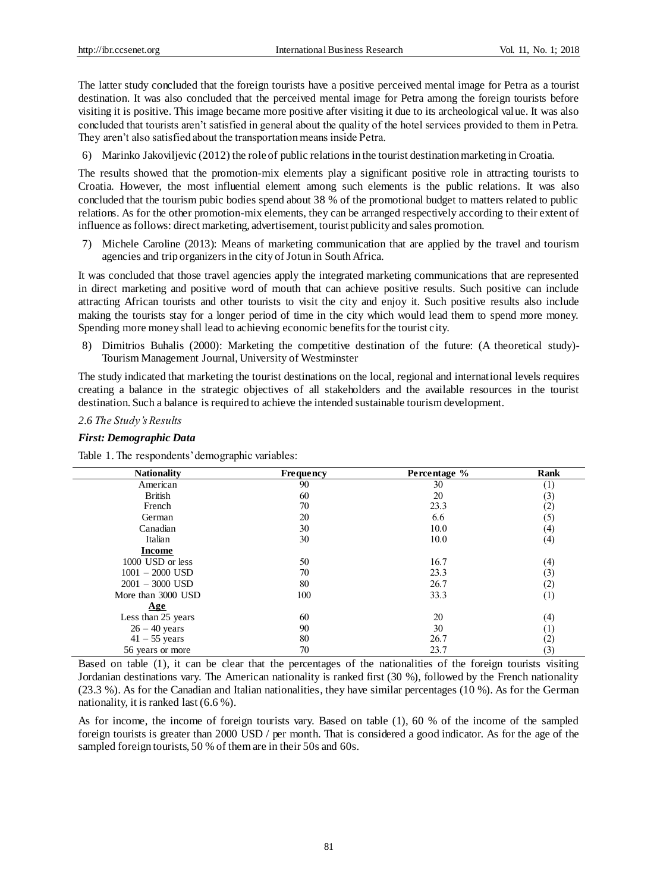The latter study concluded that the foreign tourists have a positive perceived mental image for Petra as a tourist destination. It was also concluded that the perceived mental image for Petra among the foreign tourists before visiting it is positive. This image became more positive after visiting it due to its archeological value. It was also concluded that tourists aren't satisfied in general about the quality of the hotel services provided to them in Petra. They aren't also satisfied about the transportation means inside Petra.

6) Marinko Jakoviljevic (2012) the role of public relations in the tourist destination marketing in Croatia.

The results showed that the promotion-mix elements play a significant positive role in attracting tourists to Croatia. However, the most influential element among such elements is the public relations. It was also concluded that the tourism pubic bodies spend about 38 % of the promotional budget to matters related to public relations. As for the other promotion-mix elements, they can be arranged respectively according to their extent of influence as follows: direct marketing, advertisement, tourist publicity and sales promotion.

7) Michele Caroline (2013): Means of marketing communication that are applied by the travel and tourism agencies and trip organizers in the city of Jotun in South Africa.

It was concluded that those travel agencies apply the integrated marketing communications that are represented in direct marketing and positive word of mouth that can achieve positive results. Such positive can include attracting African tourists and other tourists to visit the city and enjoy it. Such positive results also include making the tourists stay for a longer period of time in the city which would lead them to spend more money. Spending more money shall lead to achieving economic benefits for the tourist city.

8) Dimitrios Buhalis (2000): Marketing the competitive destination of the future: (A theoretical study)- Tourism Management Journal, University of Westminster

The study indicated that marketing the tourist destinations on the local, regional and international levels requires creating a balance in the strategic objectives of all stakeholders and the available resources in the tourist destination. Such a balance is required to achieve the intended sustainable tourism development.

### *2.6 The Study's Results*

#### ***First: Demographic Data***

Table 1. The respondents' demographic variables:

| Nationality | Frequency | Percentage % | Rank |
|---|---|---|---|
| American | 90 | 30 | (1) |
| British | 60 | 20 | (3) |
| French | 70 | 23.3 | (2) |
| German | 20 | 6.6 | (5) |
| Canadian | 30 | 10.0 | (4) |
| Italian | 30 | 10.0 | (4) |
| **Income** | | | |
| 1000 USD or less | 50 | 16.7 | (4) |
| 1001 – 2000 USD | 70 | 23.3 | (3) |
| 2001 – 3000 USD | 80 | 26.7 | (2) |
| More than 3000 USD | 100 | 33.3 | (1) |
| **Age** | | | |
| Less than 25 years | 60 | 20 | (4) |
| 26 – 40 years | 90 | 30 | (1) |
| 41 – 55 years | 80 | 26.7 | (2) |
| 56 years or more | 70 | 23.7 | (3) |

Based on table (1), it can be clear that the percentages of the nationalities of the foreign tourists visiting Jordanian destinations vary. The American nationality is ranked first (30 %), followed by the French nationality (23.3 %). As for the Canadian and Italian nationalities, they have similar percentages (10 %). As for the German nationality, it is ranked last (6.6 %).

As for income, the income of foreign tourists vary. Based on table (1), 60 % of the income of the sampled foreign tourists is greater than 2000 USD / per month. That is considered a good indicator. As for the age of the sampled foreign tourists, 50 % of them are in their 50s and 60s.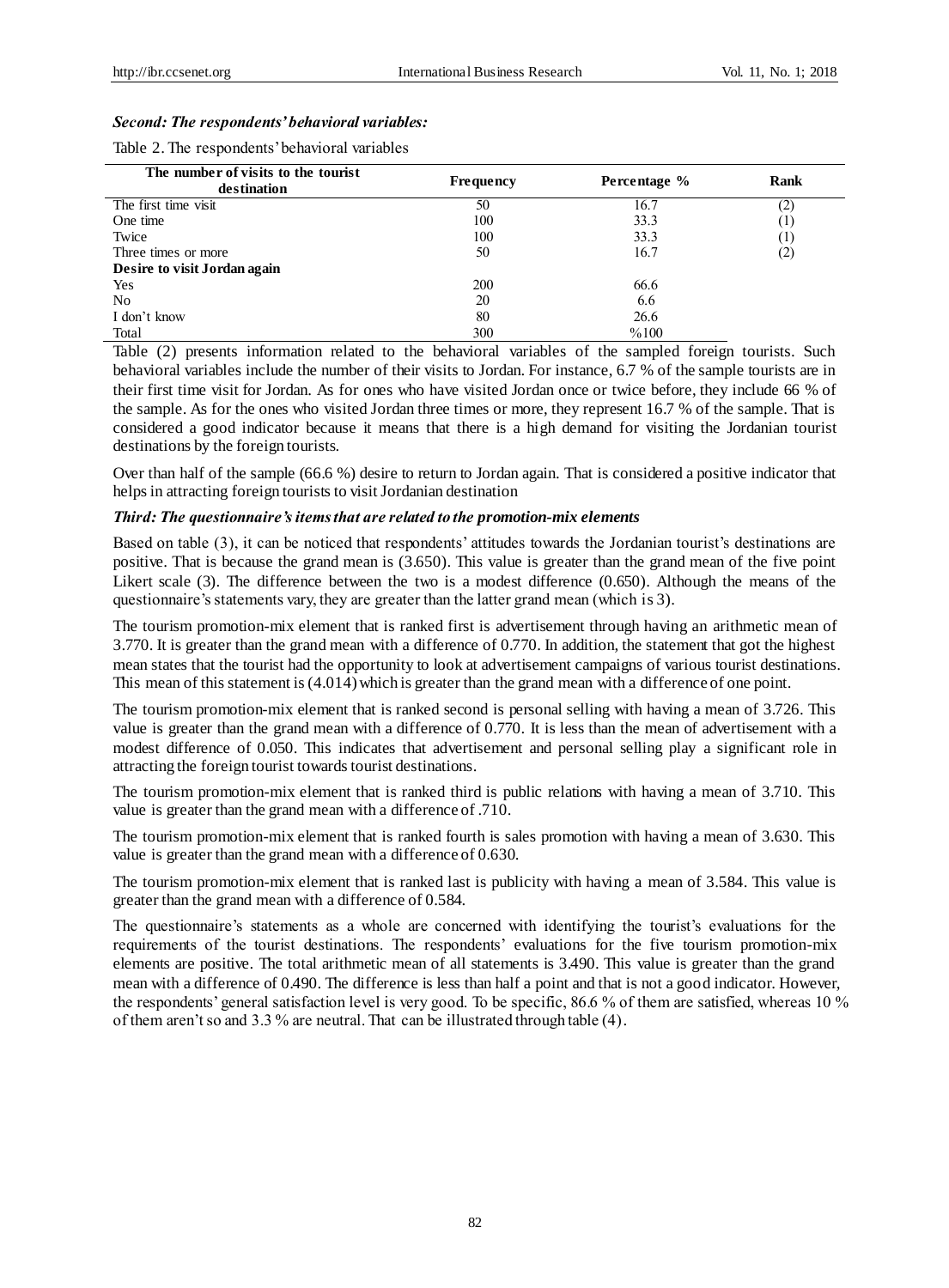### *Second: The respondents' behavioral variables:*

Table 2. The respondents' behavioral variables

| The number of visits to the tourist destination | Frequency | Percentage % | Rank |
|---|---|---|---|
| The first time visit | 50 | 16.7 | (2) |
| One time | 100 | 33.3 | (1) |
| Twice | 100 | 33.3 | (1) |
| Three times or more | 50 | 16.7 | (2) |
| **Desire to visit Jordan again** | | | |
| Yes | 200 | 66.6 | |
| No | 20 | 6.6 | |
| I don't know | 80 | 26.6 | |
| Total | 300 | %100 | |

Table (2) presents information related to the behavioral variables of the sampled foreign tourists. Such behavioral variables include the number of their visits to Jordan. For instance, 6.7 % of the sample tourists are in their first time visit for Jordan. As for ones who have visited Jordan once or twice before, they include 66 % of the sample. As for the ones who visited Jordan three times or more, they represent 16.7 % of the sample. That is considered a good indicator because it means that there is a high demand for visiting the Jordanian tourist destinations by the foreign tourists.

Over than half of the sample (66.6 %) desire to return to Jordan again. That is considered a positive indicator that helps in attracting foreign tourists to visit Jordanian destination

### *Third: The questionnaire's items that are related to the promotion-mix elements*

Based on table (3), it can be noticed that respondents' attitudes towards the Jordanian tourist's destinations are positive. That is because the grand mean is (3.650). This value is greater than the grand mean of the five point Likert scale (3). The difference between the two is a modest difference (0.650). Although the means of the questionnaire's statements vary, they are greater than the latter grand mean (which is 3).

The tourism promotion-mix element that is ranked first is advertisement through having an arithmetic mean of 3.770. It is greater than the grand mean with a difference of 0.770. In addition, the statement that got the highest mean states that the tourist had the opportunity to look at advertisement campaigns of various tourist destinations. This mean of this statement is (4.014) which is greater than the grand mean with a difference of one point.

The tourism promotion-mix element that is ranked second is personal selling with having a mean of 3.726. This value is greater than the grand mean with a difference of 0.770. It is less than the mean of advertisement with a modest difference of 0.050. This indicates that advertisement and personal selling play a significant role in attracting the foreign tourist towards tourist destinations.

The tourism promotion-mix element that is ranked third is public relations with having a mean of 3.710. This value is greater than the grand mean with a difference of .710.

The tourism promotion-mix element that is ranked fourth is sales promotion with having a mean of 3.630. This value is greater than the grand mean with a difference of 0.630.

The tourism promotion-mix element that is ranked last is publicity with having a mean of 3.584. This value is greater than the grand mean with a difference of 0.584.

The questionnaire's statements as a whole are concerned with identifying the tourist's evaluations for the requirements of the tourist destinations. The respondents' evaluations for the five tourism promotion-mix elements are positive. The total arithmetic mean of all statements is 3.490. This value is greater than the grand mean with a difference of 0.490. The difference is less than half a point and that is not a good indicator. However, the respondents' general satisfaction level is very good. To be specific, 86.6 % of them are satisfied, whereas 10 % of them aren't so and 3.3 % are neutral. That can be illustrated through table (4).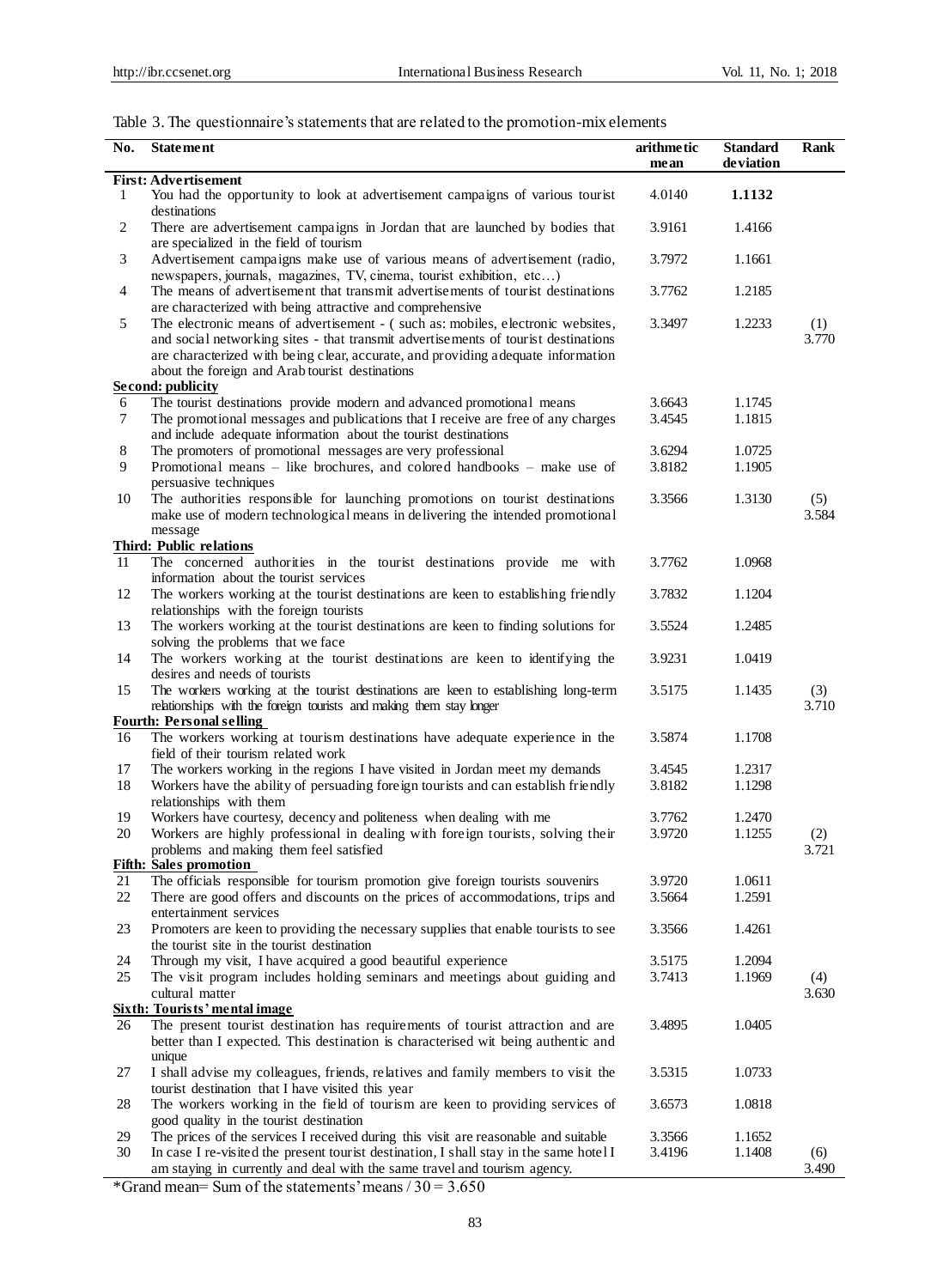Table 3. The questionnaire's statements that are related to the promotion-mix elements

| No. | Statement | arithmetic mean | Standard deviation | Rank |
|---|---|---|---|---|
| | **First: Advertisement** | | | |
| 1 | You had the opportunity to look at advertisement campaigns of various tourist destinations | 4.0140 | **1.1132** | |
| 2 | There are advertisement campaigns in Jordan that are launched by bodies that are specialized in the field of tourism | 3.9161 | 1.4166 | |
| 3 | Advertisement campaigns make use of various means of advertisement (radio, newspapers, journals, magazines, TV, cinema, tourist exhibition, etc…) | 3.7972 | 1.1661 | |
| 4 | The means of advertisement that transmit advertisements of tourist destinations are characterized with being attractive and comprehensive | 3.7762 | 1.2185 | |
| 5 | The electronic means of advertisement - ( such as: mobiles, electronic websites, and social networking sites - that transmit advertisements of tourist destinations are characterized with being clear, accurate, and providing adequate information about the foreign and Arab tourist destinations | 3.3497 | 1.2233 | (1) 3.770 |
| | **Second: publicity** | | | |
| 6 | The tourist destinations provide modern and advanced promotional means | 3.6643 | 1.1745 | |
| 7 | The promotional messages and publications that I receive are free of any charges and include adequate information about the tourist destinations | 3.4545 | 1.1815 | |
| 8 | The promoters of promotional messages are very professional | 3.6294 | 1.0725 | |
| 9 | Promotional means – like brochures, and colored handbooks – make use of persuasive techniques | 3.8182 | 1.1905 | |
| 10 | The authorities responsible for launching promotions on tourist destinations make use of modern technological means in delivering the intended promotional message | 3.3566 | 1.3130 | (5) 3.584 |
| | **Third: Public relations** | | | |
| 11 | The concerned authorities in the tourist destinations provide me with information about the tourist services | 3.7762 | 1.0968 | |
| 12 | The workers working at the tourist destinations are keen to establishing friendly relationships with the foreign tourists | 3.7832 | 1.1204 | |
| 13 | The workers working at the tourist destinations are keen to finding solutions for solving the problems that we face | 3.5524 | 1.2485 | |
| 14 | The workers working at the tourist destinations are keen to identifying the desires and needs of tourists | 3.9231 | 1.0419 | |
| 15 | The workers working at the tourist destinations are keen to establishing long-term relationships with the foreign tourists and making them stay longer | 3.5175 | 1.1435 | (3) 3.710 |
| | **Fourth: Personal selling** | | | |
| 16 | The workers working at tourism destinations have adequate experience in the field of their tourism related work | 3.5874 | 1.1708 | |
| 17 | The workers working in the regions I have visited in Jordan meet my demands | 3.4545 | 1.2317 | |
| 18 | Workers have the ability of persuading foreign tourists and can establish friendly relationships with them | 3.8182 | 1.1298 | |
| 19 | Workers have courtesy, decency and politeness when dealing with me | 3.7762 | 1.2470 | |
| 20 | Workers are highly professional in dealing with foreign tourists, solving their problems and making them feel satisfied | 3.9720 | 1.1255 | (2) 3.721 |
| | **Fifth: Sales promotion** | | | |
| 21 | The officials responsible for tourism promotion give foreign tourists souvenirs | 3.9720 | 1.0611 | |
| 22 | There are good offers and discounts on the prices of accommodations, trips and entertainment services | 3.5664 | 1.2591 | |
| 23 | Promoters are keen to providing the necessary supplies that enable tourists to see the tourist site in the tourist destination | 3.3566 | 1.4261 | |
| 24 | Through my visit, I have acquired a good beautiful experience | 3.5175 | 1.2094 | |
| 25 | The visit program includes holding seminars and meetings about guiding and cultural matter | 3.7413 | 1.1969 | (4) 3.630 |
| | **Sixth: Tourists' mental image** | | | |
| 26 | The present tourist destination has requirements of tourist attraction and are better than I expected. This destination is characterised wit being authentic and unique | 3.4895 | 1.0405 | |
| 27 | I shall advise my colleagues, friends, relatives and family members to visit the tourist destination that I have visited this year | 3.5315 | 1.0733 | |
| 28 | The workers working in the field of tourism are keen to providing services of good quality in the tourist destination | 3.6573 | 1.0818 | |
| 29 | The prices of the services I received during this visit are reasonable and suitable | 3.3566 | 1.1652 | |
| 30 | In case I re-visited the present tourist destination, I shall stay in the same hotel I am staying in currently and deal with the same travel and tourism agency. | 3.4196 | 1.1408 | (6) 3.490 |

*Grand mean= Sum of the statements' means / 30 = 3.650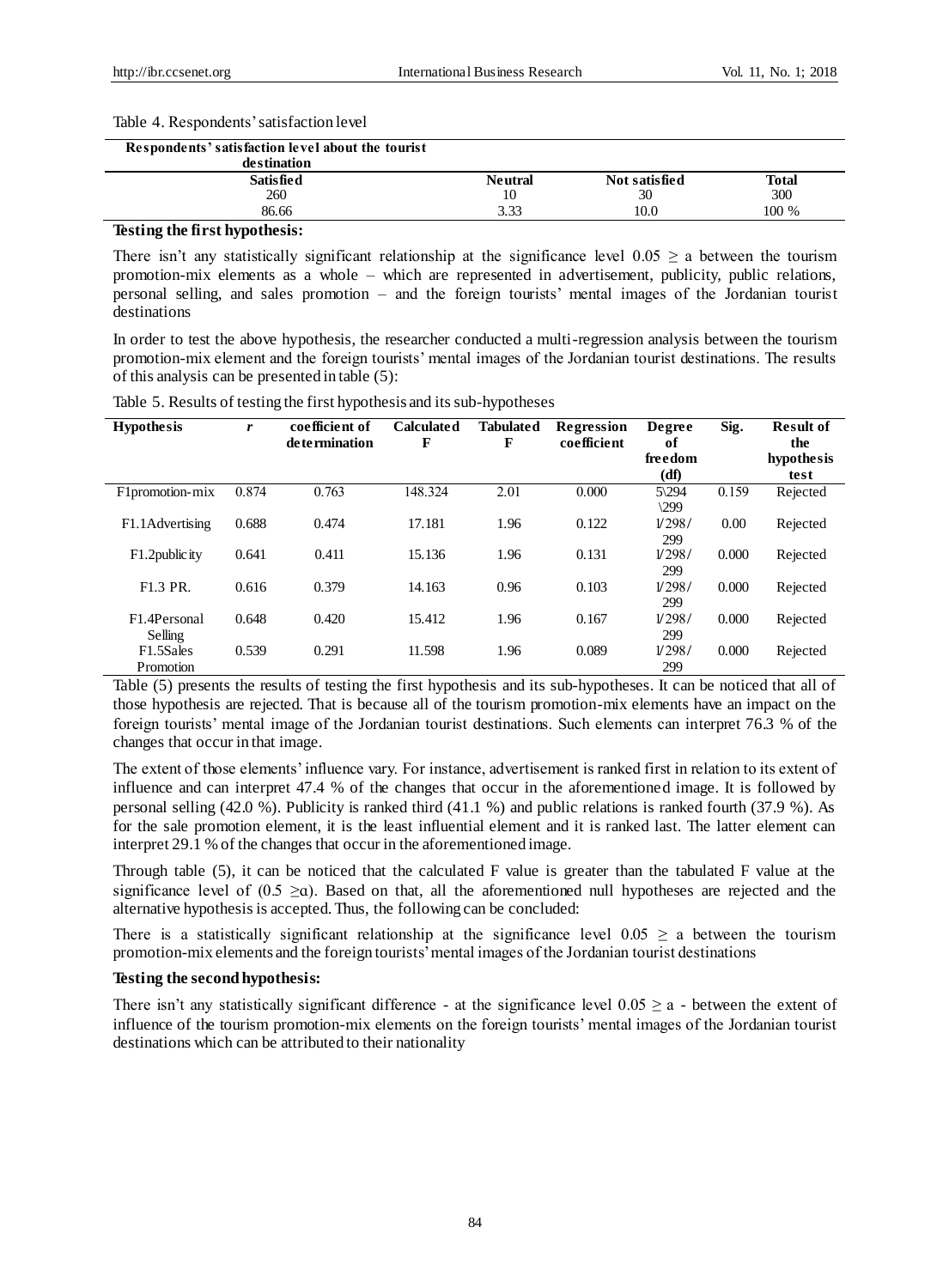Table 4. Respondents' satisfaction level

| Respondents' satisfaction level about the tourist destination | | | |
|---|---|---|---|
| Satisfied | Neutral | Not satisfied | Total |
| 260 | 10 | 30 | 300 |
| 86.66 | 3.33 | 10.0 | 100 % |

**Testing the first hypothesis:**

There isn't any statistically significant relationship at the significance level 0.05 ≥ a between the tourism promotion-mix elements as a whole – which are represented in advertisement, publicity, public relations, personal selling, and sales promotion – and the foreign tourists' mental images of the Jordanian tourist destinations

In order to test the above hypothesis, the researcher conducted a multi-regression analysis between the tourism promotion-mix element and the foreign tourists' mental images of the Jordanian tourist destinations. The results of this analysis can be presented in table (5):

Table 5. Results of testing the first hypothesis and its sub-hypotheses

| Hypothesis | r | coefficient of determination | Calculated F | Tabulated F | Regression coefficient | Degree of freedom (df) | Sig. | Result of the hypothesis test |
|---|---|---|---|---|---|---|---|---|
| F1promotion-mix | 0.874 | 0.763 | 148.324 | 2.01 | 0.000 | 5\294 \299 | 0.159 | Rejected |
| F1.1Advertising | 0.688 | 0.474 | 17.181 | 1.96 | 0.122 | 1/298/ 299 | 0.00 | Rejected |
| F1.2publicity | 0.641 | 0.411 | 15.136 | 1.96 | 0.131 | 1/298/ 299 | 0.000 | Rejected |
| F1.3 PR. | 0.616 | 0.379 | 14.163 | 0.96 | 0.103 | 1/298/ 299 | 0.000 | Rejected |
| F1.4Personal Selling | 0.648 | 0.420 | 15.412 | 1.96 | 0.167 | 1/298/ 299 | 0.000 | Rejected |
| F1.5Sales Promotion | 0.539 | 0.291 | 11.598 | 1.96 | 0.089 | 1/298/ 299 | 0.000 | Rejected |

Table (5) presents the results of testing the first hypothesis and its sub-hypotheses. It can be noticed that all of those hypothesis are rejected. That is because all of the tourism promotion-mix elements have an impact on the foreign tourists' mental image of the Jordanian tourist destinations. Such elements can interpret 76.3 % of the changes that occur in that image.

The extent of those elements' influence vary. For instance, advertisement is ranked first in relation to its extent of influence and can interpret 47.4 % of the changes that occur in the aforementioned image. It is followed by personal selling (42.0 %). Publicity is ranked third (41.1 %) and public relations is ranked fourth (37.9 %). As for the sale promotion element, it is the least influential element and it is ranked last. The latter element can interpret 29.1 % of the changes that occur in the aforementioned image.

Through table (5), it can be noticed that the calculated F value is greater than the tabulated F value at the significance level of (0.5 ≥α). Based on that, all the aforementioned null hypotheses are rejected and the alternative hypothesis is accepted. Thus, the following can be concluded:

There is a statistically significant relationship at the significance level 0.05 ≥ a between the tourism promotion-mix elements and the foreign tourists' mental images of the Jordanian tourist destinations

**Testing the second hypothesis:**

There isn't any statistically significant difference - at the significance level 0.05 ≥ a - between the extent of influence of the tourism promotion-mix elements on the foreign tourists' mental images of the Jordanian tourist destinations which can be attributed to their nationality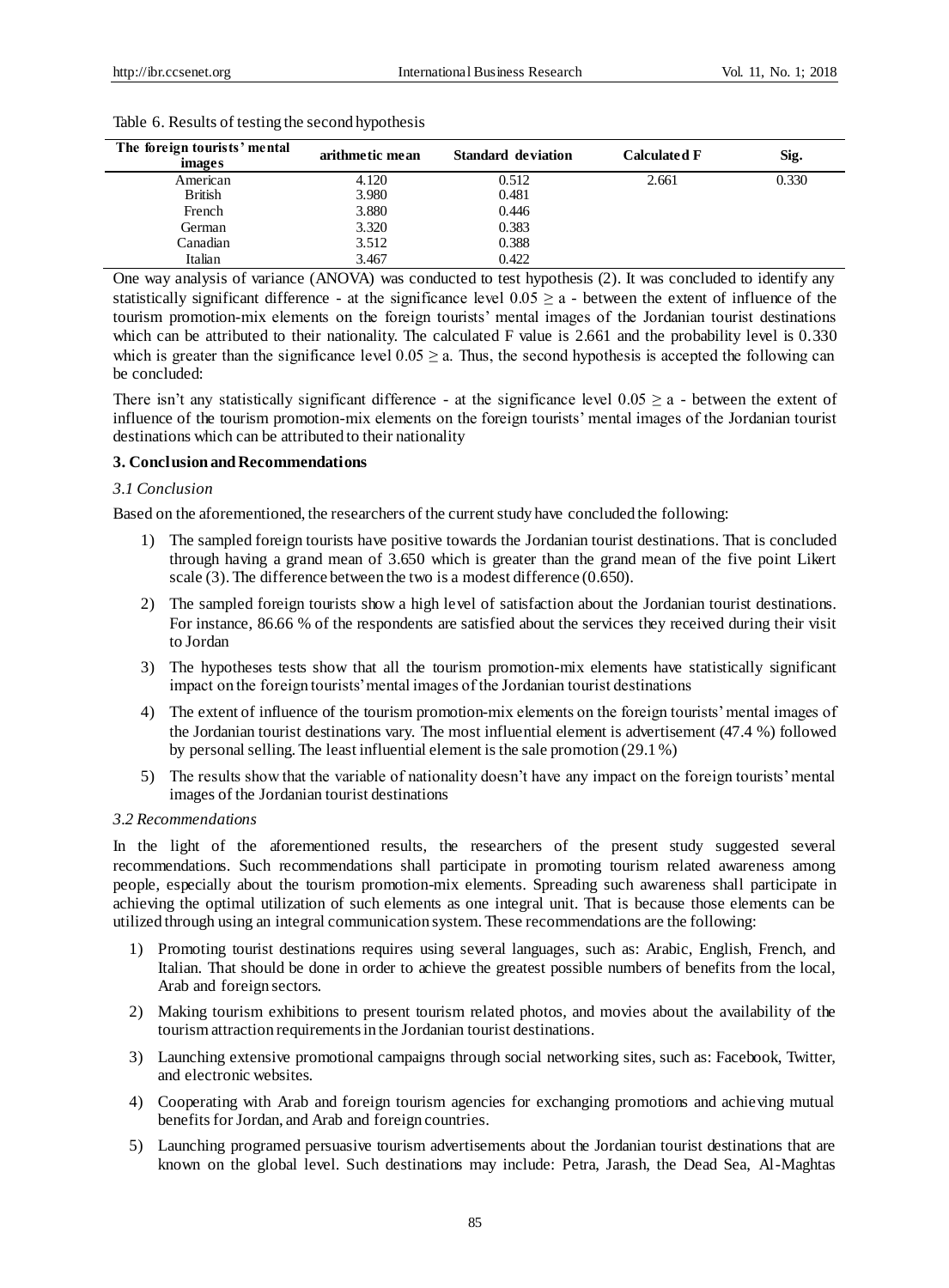Table 6. Results of testing the second hypothesis

| The foreign tourists' mental images | arithmetic mean | Standard deviation | Calculated F | Sig. |
|---|---|---|---|---|
| American | 4.120 | 0.512 | 2.661 | 0.330 |
| British | 3.980 | 0.481 | | |
| French | 3.880 | 0.446 | | |
| German | 3.320 | 0.383 | | |
| Canadian | 3.512 | 0.388 | | |
| Italian | 3.467 | 0.422 | | |

One way analysis of variance (ANOVA) was conducted to test hypothesis (2). It was concluded to identify any statistically significant difference - at the significance level $0.05 \geq a$ - between the extent of influence of the tourism promotion-mix elements on the foreign tourists' mental images of the Jordanian tourist destinations which can be attributed to their nationality. The calculated F value is 2.661 and the probability level is 0.330 which is greater than the significance level $0.05 \geq a$. Thus, the second hypothesis is accepted the following can be concluded:

There isn't any statistically significant difference - at the significance level $0.05 \geq a$ - between the extent of influence of the tourism promotion-mix elements on the foreign tourists' mental images of the Jordanian tourist destinations which can be attributed to their nationality

## 3. Conclusion and Recommendations

### *3.1 Conclusion*

Based on the aforementioned, the researchers of the current study have concluded the following:

1) The sampled foreign tourists have positive towards the Jordanian tourist destinations. That is concluded through having a grand mean of 3.650 which is greater than the grand mean of the five point Likert scale (3). The difference between the two is a modest difference (0.650).
2) The sampled foreign tourists show a high level of satisfaction about the Jordanian tourist destinations. For instance, 86.66 % of the respondents are satisfied about the services they received during their visit to Jordan
3) The hypotheses tests show that all the tourism promotion-mix elements have statistically significant impact on the foreign tourists' mental images of the Jordanian tourist destinations
4) The extent of influence of the tourism promotion-mix elements on the foreign tourists' mental images of the Jordanian tourist destinations vary. The most influential element is advertisement (47.4 %) followed by personal selling. The least influential element is the sale promotion (29.1 %)
5) The results show that the variable of nationality doesn't have any impact on the foreign tourists' mental images of the Jordanian tourist destinations

### *3.2 Recommendations*

In the light of the aforementioned results, the researchers of the present study suggested several recommendations. Such recommendations shall participate in promoting tourism related awareness among people, especially about the tourism promotion-mix elements. Spreading such awareness shall participate in achieving the optimal utilization of such elements as one integral unit. That is because those elements can be utilized through using an integral communication system. These recommendations are the following:

1) Promoting tourist destinations requires using several languages, such as: Arabic, English, French, and Italian. That should be done in order to achieve the greatest possible numbers of benefits from the local, Arab and foreign sectors.
2) Making tourism exhibitions to present tourism related photos, and movies about the availability of the tourism attraction requirements in the Jordanian tourist destinations.
3) Launching extensive promotional campaigns through social networking sites, such as: Facebook, Twitter, and electronic websites.
4) Cooperating with Arab and foreign tourism agencies for exchanging promotions and achieving mutual benefits for Jordan, and Arab and foreign countries.
5) Launching programed persuasive tourism advertisements about the Jordanian tourist destinations that are known on the global level. Such destinations may include: Petra, Jarash, the Dead Sea, Al-Maghtas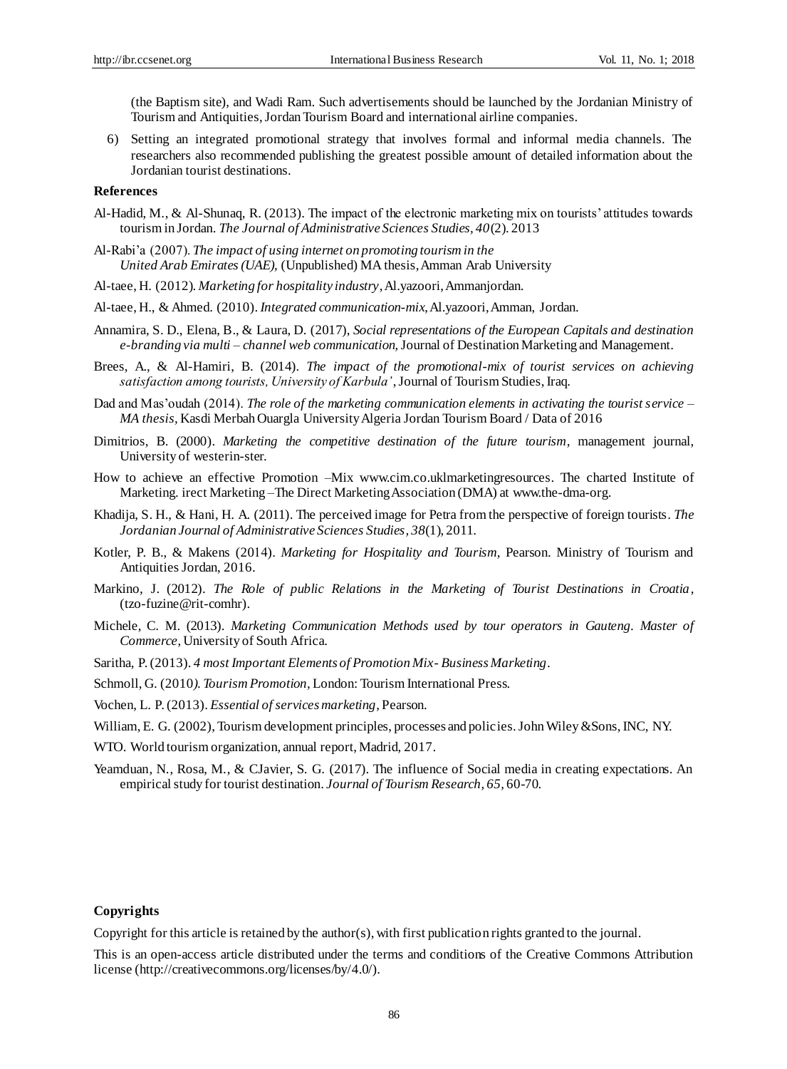(the Baptism site), and Wadi Ram. Such advertisements should be launched by the Jordanian Ministry of Tourism and Antiquities, Jordan Tourism Board and international airline companies.

6) Setting an integrated promotional strategy that involves formal and informal media channels. The researchers also recommended publishing the greatest possible amount of detailed information about the Jordanian tourist destinations.

## References

Al-Hadid, M., & Al-Shunaq, R. (2013). The impact of the electronic marketing mix on tourists' attitudes towards tourism in Jordan. *The Journal of Administrative Sciences Studies, 40*(2). 2013

Al-Rabi'a (2007). *The impact of using internet on promoting tourism in the United Arab Emirates (UAE),* (Unpublished) MA thesis, Amman Arab University

Al-taee, H. (2012). *Marketing for hospitality industry*, Al.yazoori, Ammanjordan.

Al-taee, H., & Ahmed. (2010). *Integrated communication-mix*, Al.yazoori, Amman, Jordan.

Annamira, S. D., Elena, B., & Laura, D. (2017), *Social representations of the European Capitals and destination e-branding via multi – channel web communication*, Journal of Destination Marketing and Management.

Brees, A., & Al-Hamiri, B. (2014). *The impact of the promotional-mix of tourist services on achieving satisfaction among tourists, University of Karbula'*, Journal of Tourism Studies, Iraq.

Dad and Mas'oudah (2014). *The role of the marketing communication elements in activating the tourist service – MA thesis*, Kasdi Merbah Ouargla University Algeria Jordan Tourism Board / Data of 2016

Dimitrios, B. (2000). *Marketing the competitive destination of the future tourism*, management journal, University of westerin-ster.

How to achieve an effective Promotion –Mix www.cim.co.uklmarketingresources. The charted Institute of Marketing. irect Marketing –The Direct Marketing Association (DMA) at www.the-dma-org.

Khadija, S. H., & Hani, H. A. (2011). The perceived image for Petra from the perspective of foreign tourists. *The Jordanian Journal of Administrative Sciences Studies, 38*(1), 2011.

Kotler, P. B., & Makens (2014). *Marketing for Hospitality and Tourism*, Pearson. Ministry of Tourism and Antiquities Jordan, 2016.

Markino, J. (2012). *The Role of public Relations in the Marketing of Tourist Destinations in Croatia*, (tzo-fuzine@rit-comhr).

Michele, C. M. (2013). *Marketing Communication Methods used by tour operators in Gauteng. Master of Commerce*, University of South Africa.

Saritha, P. (2013). *4 most Important Elements of Promotion Mix- Business Marketing*.

Schmoll, G. (2010). *Tourism Promotion*, London: Tourism International Press.

Vochen, L. P. (2013). *Essential of services marketing*, Pearson.

William, E. G. (2002), Tourism development principles, processes and policies. John Wiley &Sons, INC, NY.

WTO. World tourism organization, annual report, Madrid, 2017.

Yeamduan, N., Rosa, M., & CJavier, S. G. (2017). The influence of Social media in creating expectations. An empirical study for tourist destination. *Journal of Tourism Research, 65*, 60-70.

## Copyrights

Copyright for this article is retained by the author(s), with first publication rights granted to the journal.

This is an open-access article distributed under the terms and conditions of the Creative Commons Attribution license (http://creativecommons.org/licenses/by/4.0/).